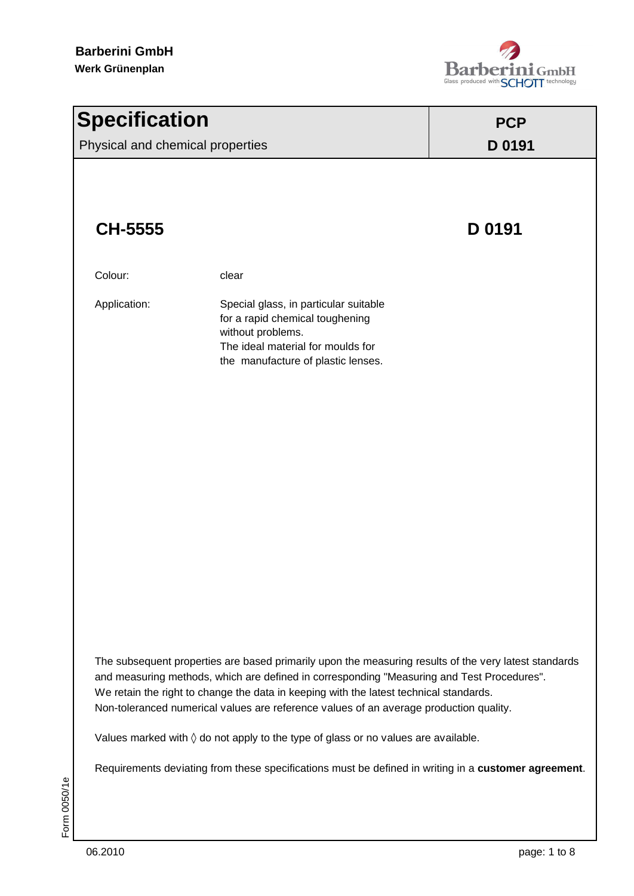**Barberini GmbH**
**Werk Grünenplan**

# Specification

Physical and chemical properties

**PCP**
**D 0191**

## CH-5555

## D 0191

| | |
|---|---|
| Colour: | clear |
| Application: | Special glass, in particular suitable for a rapid chemical toughening without problems. The ideal material for moulds for the manufacture of plastic lenses. |

The subsequent properties are based primarily upon the measuring results of the very latest standards and measuring methods, which are defined in corresponding "Measuring and Test Procedures".
We retain the right to change the data in keeping with the latest technical standards.
Non-toleranced numerical values are reference values of an average production quality.

Values marked with ◊ do not apply to the type of glass or no values are available.

Requirements deviating from these specifications must be defined in writing in a **customer agreement**.

Form 0050/1e

06.2010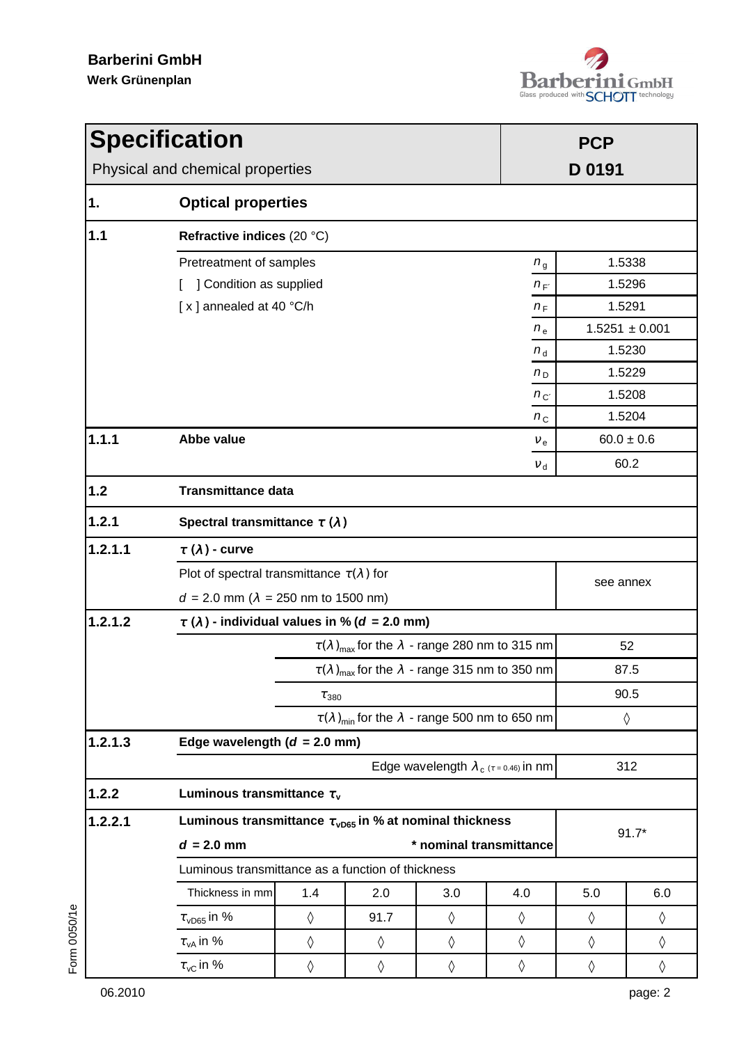# Specification

Physical and chemical properties

**PCP**
**D 0191**

## 1. Optical properties

### 1.1 Refractive indices (20 °C)

Pretreatment of samples

[ ] Condition as supplied

[ x ] annealed at 40 °C/h

| | |
|---|---|
| $n_g$ | 1.5338 |
| $n_{F'}$ | 1.5296 |
| $n_F$ | 1.5291 |
| $n_e$ | 1.5251 ± 0.001 |
| $n_d$ | 1.5230 |
| $n_D$ | 1.5229 |
| $n_{C'}$ | 1.5208 |
| $n_C$ | 1.5204 |

### 1.1.1 Abbe value

| | |
|---|---|
| $\nu_e$ | 60.0 ± 0.6 |
| $\nu_d$ | 60.2 |

### 1.2 Transmittance data

### 1.2.1 Spectral transmittance $\tau(\lambda)$

### 1.2.1.1 $\tau(\lambda)$ - curve

| | |
|---|---|
| Plot of spectral transmittance $\tau(\lambda)$ for $d$ = 2.0 mm ($\lambda$ = 250 nm to 1500 nm) | see annex |

### 1.2.1.2 $\tau(\lambda)$ - individual values in % ($d$ = 2.0 mm)

| | |
|---|---|
| $\tau(\lambda)_{max}$ for the $\lambda$ - range 280 nm to 315 nm | 52 |
| $\tau(\lambda)_{max}$ for the $\lambda$ - range 315 nm to 350 nm | 87.5 |
| $\tau_{380}$ | 90.5 |
| $\tau(\lambda)_{min}$ for the $\lambda$ - range 500 nm to 650 nm | ◊ |

### 1.2.1.3 Edge wavelength ($d$ = 2.0 mm)

| | |
|---|---|
| Edge wavelength $\lambda_{c\ (\tau = 0.46)}$ in nm | 312 |

### 1.2.2 Luminous transmittance $\tau_v$

### 1.2.2.1 Luminous transmittance $\tau_{vD65}$ in % at nominal thickness $d$ = 2.0 mm

| | |
|---|---|
| **Luminous transmittance $\tau_{vD65}$ in % at nominal thickness $d$ = 2.0 mm** *** nominal transmittance** | 91.7* |

Luminous transmittance as a function of thickness

| Thickness in mm | 1.4 | 2.0 | 3.0 | 4.0 | 5.0 | 6.0 |
|---|---|---|---|---|---|---|
| $\tau_{vD65}$ in % | ◊ | 91.7 | ◊ | ◊ | ◊ | ◊ |
| $\tau_{vA}$ in % | ◊ | ◊ | ◊ | ◊ | ◊ | ◊ |
| $\tau_{vC}$ in % | ◊ | ◊ | ◊ | ◊ | ◊ | ◊ |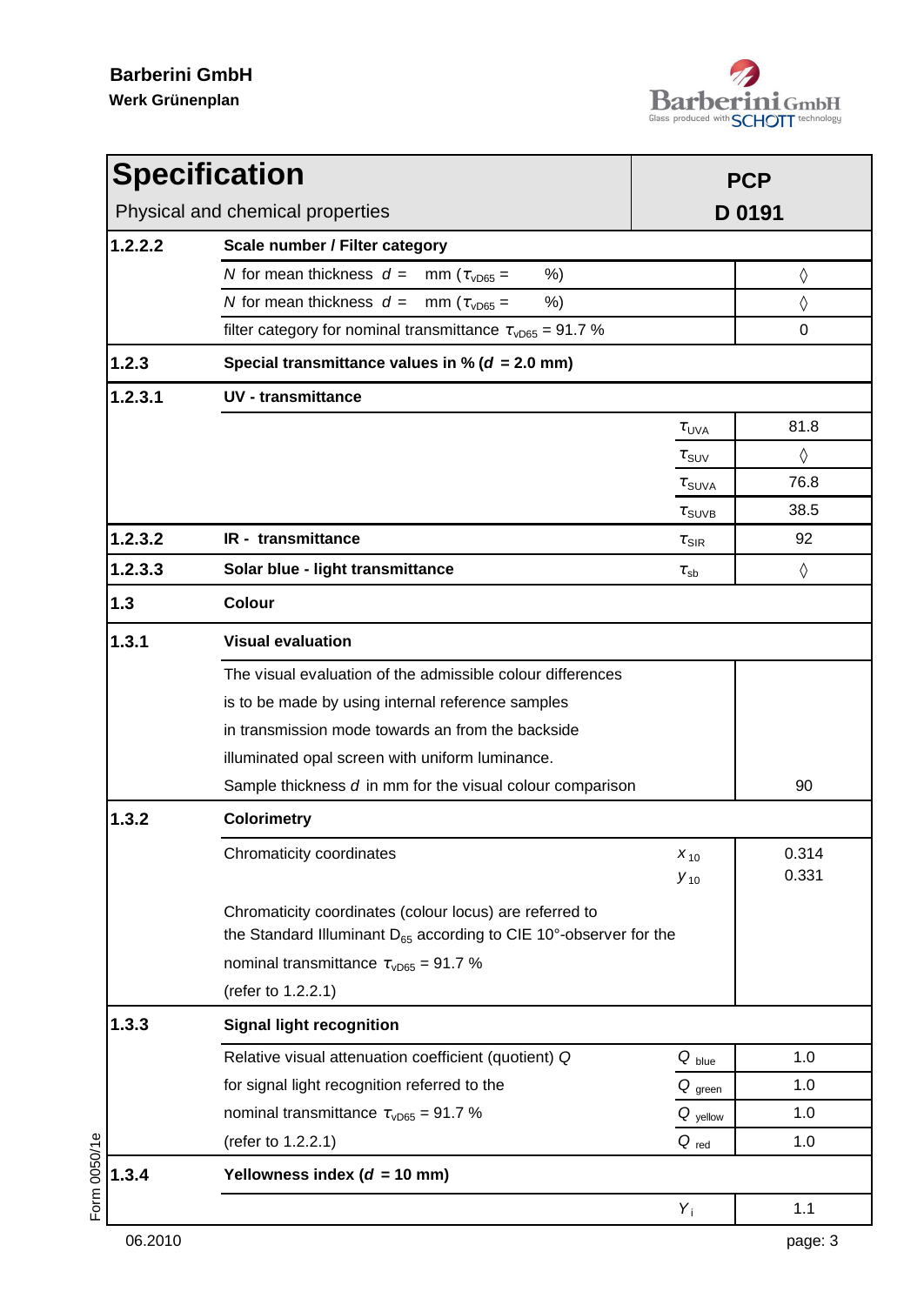**Barberini GmbH**
**Werk Grünenplan**

# Specification

Physical and chemical properties

**PCP**
**D 0191**

| | | | |
|---|---|---|---|
| **1.2.2.2** | **Scale number / Filter category** | | |
| | $N$ for mean thickness $d$ = mm ($\tau_{vD65}$ = %) | | ◊ |
| | $N$ for mean thickness $d$ = mm ($\tau_{vD65}$ = %) | | ◊ |
| | filter category for nominal transmittance $\tau_{vD65}$ = 91.7 % | | 0 |
| **1.2.3** | **Special transmittance values in % ($d$ = 2.0 mm)** | | |
| **1.2.3.1** | **UV - transmittance** | | |
| | | $\tau_{UVA}$ | 81.8 |
| | | $\tau_{SUV}$ | ◊ |
| | | $\tau_{SUVA}$ | 76.8 |
| | | $\tau_{SUVB}$ | 38.5 |
| **1.2.3.2** | **IR - transmittance** | $\tau_{SIR}$ | 92 |
| **1.2.3.3** | **Solar blue - light transmittance** | $\tau_{sb}$ | ◊ |
| **1.3** | **Colour** | | |
| **1.3.1** | **Visual evaluation** | | |
| | The visual evaluation of the admissible colour differences is to be made by using internal reference samples in transmission mode towards an from the backside illuminated opal screen with uniform luminance. | | |
| | Sample thickness $d$ in mm for the visual colour comparison | | 90 |
| **1.3.2** | **Colorimetry** | | |
| | Chromaticity coordinates | $x_{10}$<br>$y_{10}$ | 0.314<br>0.331 |
| | Chromaticity coordinates (colour locus) are referred to the Standard Illuminant $D_{65}$ according to CIE 10°-observer for the nominal transmittance $\tau_{vD65}$ = 91.7 % (refer to 1.2.2.1) | | |
| **1.3.3** | **Signal light recognition** | | |
| | Relative visual attenuation coefficient (quotient) $Q$ | $Q_{blue}$ | 1.0 |
| | for signal light recognition referred to the | $Q_{green}$ | 1.0 |
| | nominal transmittance $\tau_{vD65}$ = 91.7 % | $Q_{yellow}$ | 1.0 |
| | (refer to 1.2.2.1) | $Q_{red}$ | 1.0 |
| **1.3.4** | **Yellowness index ($d$ = 10 mm)** | | |
| | | $Y_i$ | 1.1 |

Form 0050/1e

06.2010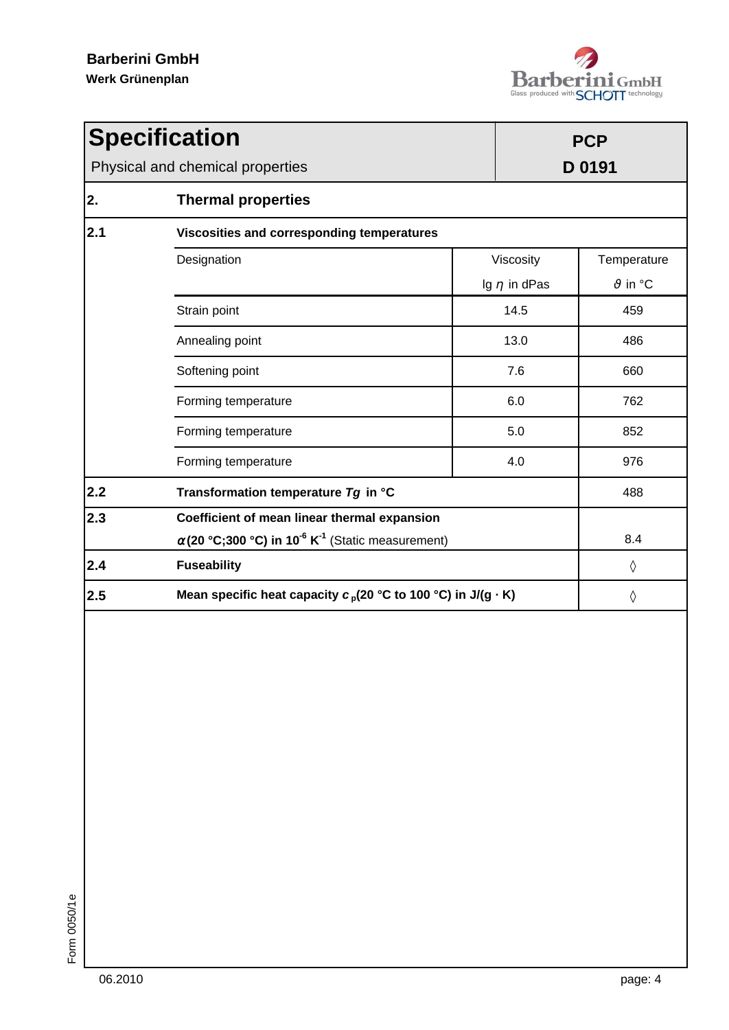Barberini GmbH
Werk Grünenplan

# Specification

Physical and chemical properties

**PCP**
**D 0191**

## 2. Thermal properties

### 2.1 Viscosities and corresponding temperatures

| Designation | Viscosity lg $\eta$ in dPas | Temperature $\vartheta$ in °C |
|---|---|---|
| Strain point | 14.5 | 459 |
| Annealing point | 13.0 | 486 |
| Softening point | 7.6 | 660 |
| Forming temperature | 6.0 | 762 |
| Forming temperature | 5.0 | 852 |
| Forming temperature | 4.0 | 976 |

| | | |
|---|---|---|
| **2.2** | **Transformation temperature *Tg* in °C** | 488 |
| **2.3** | **Coefficient of mean linear thermal expansion** $\alpha$ **(20 °C;300 °C) in** $10^{-6}$ $K^{-1}$ (Static measurement) | 8.4 |
| **2.4** | **Fuseability** | ◊ |
| **2.5** | **Mean specific heat capacity** $c_p$**(20 °C to 100 °C) in J/(g · K)** | ◊ |

Form 0050/1e

06.2010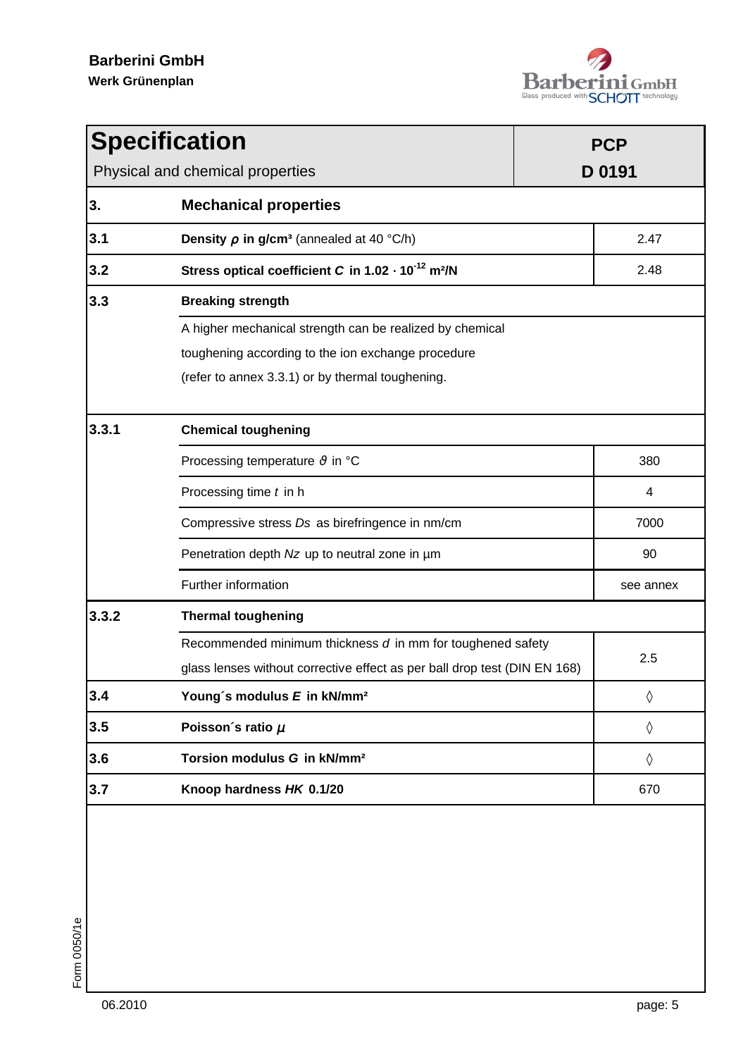# Specification

Physical and chemical properties

**PCP**
**D 0191**

| | | |
|---|---|---|
| **3.** | **Mechanical properties** | |
| **3.1** | **Density $\rho$ in g/cm³** (annealed at 40 °C/h) | 2.47 |
| **3.2** | **Stress optical coefficient $C$ in $1.02 \cdot 10^{-12}$ m²/N** | 2.48 |
| **3.3** | **Breaking strength** | |
| | A higher mechanical strength can be realized by chemical toughening according to the ion exchange procedure (refer to annex 3.3.1) or by thermal toughening. | |
| **3.3.1** | **Chemical toughening** | |
| | Processing temperature $\vartheta$ in °C | 380 |
| | Processing time $t$ in h | 4 |
| | Compressive stress $Ds$ as birefringence in nm/cm | 7000 |
| | Penetration depth $Nz$ up to neutral zone in µm | 90 |
| | Further information | see annex |
| **3.3.2** | **Thermal toughening** | |
| | Recommended minimum thickness $d$ in mm for toughened safety glass lenses without corrective effect as per ball drop test (DIN EN 168) | 2.5 |
| **3.4** | **Young´s modulus $E$ in kN/mm²** | ◊ |
| **3.5** | **Poisson´s ratio $\mu$** | ◊ |
| **3.6** | **Torsion modulus $G$ in kN/mm²** | ◊ |
| **3.7** | **Knoop hardness $HK$ 0.1/20** | 670 |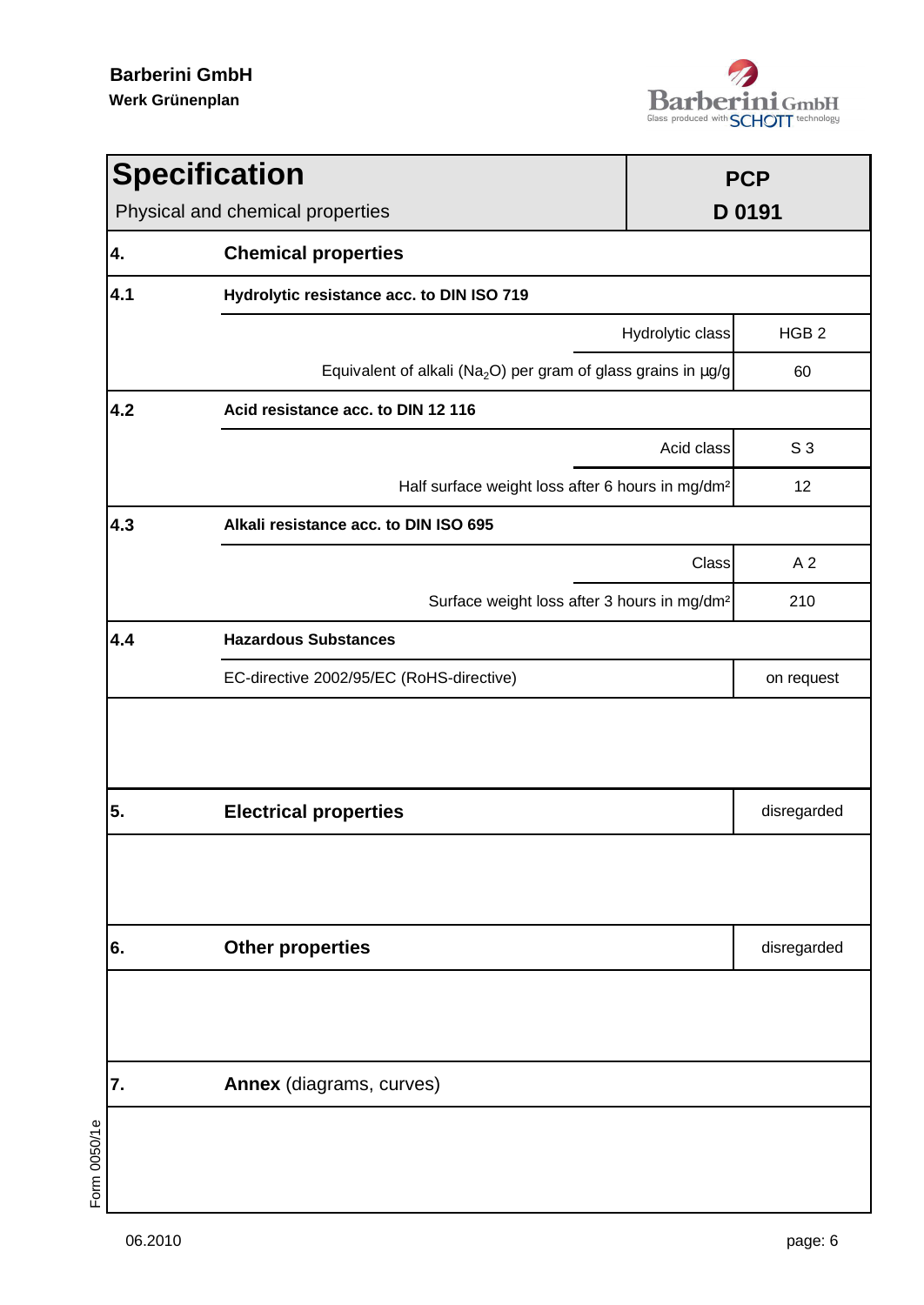**Barberini GmbH**
**Werk Grünenplan**

# Specification

Physical and chemical properties

**PCP**
**D 0191**

## 4. Chemical properties

### 4.1 Hydrolytic resistance acc. to DIN ISO 719

| | |
|---|---|
| Hydrolytic class | HGB 2 |
| Equivalent of alkali ($Na_2O$) per gram of glass grains in µg/g | 60 |

### 4.2 Acid resistance acc. to DIN 12 116

| | |
|---|---|
| Acid class | S 3 |
| Half surface weight loss after 6 hours in mg/dm² | 12 |

### 4.3 Alkali resistance acc. to DIN ISO 695

| | |
|---|---|
| Class | A 2 |
| Surface weight loss after 3 hours in mg/dm² | 210 |

### 4.4 Hazardous Substances

| | |
|---|---|
| EC-directive 2002/95/EC (RoHS-directive) | on request |

## 5. Electrical properties

disregarded

## 6. Other properties

disregarded

## 7. Annex (diagrams, curves)

Form 0050/1e

06.2010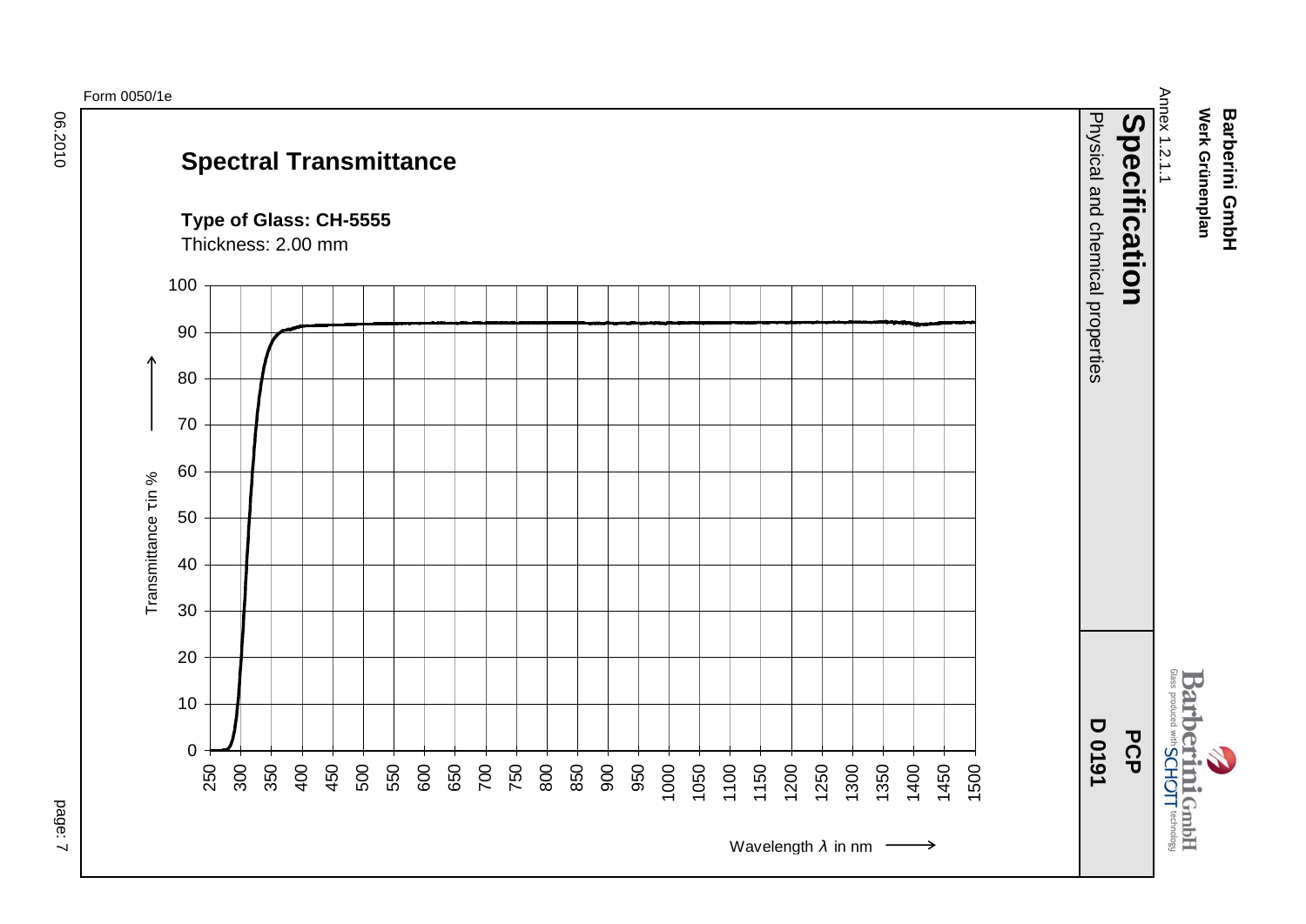Barberini GmbH
Werk Grünenplan

Annex 1.2.1.1

# Specification

Physical and chemical properties

**PCP**
**D 0191**

Form 0050/1e

## Spectral Transmittance

**Type of Glass: CH-5555**
Thickness: 2.00 mm

Transmittance τ in %

Wavelength λ in nm

06.2010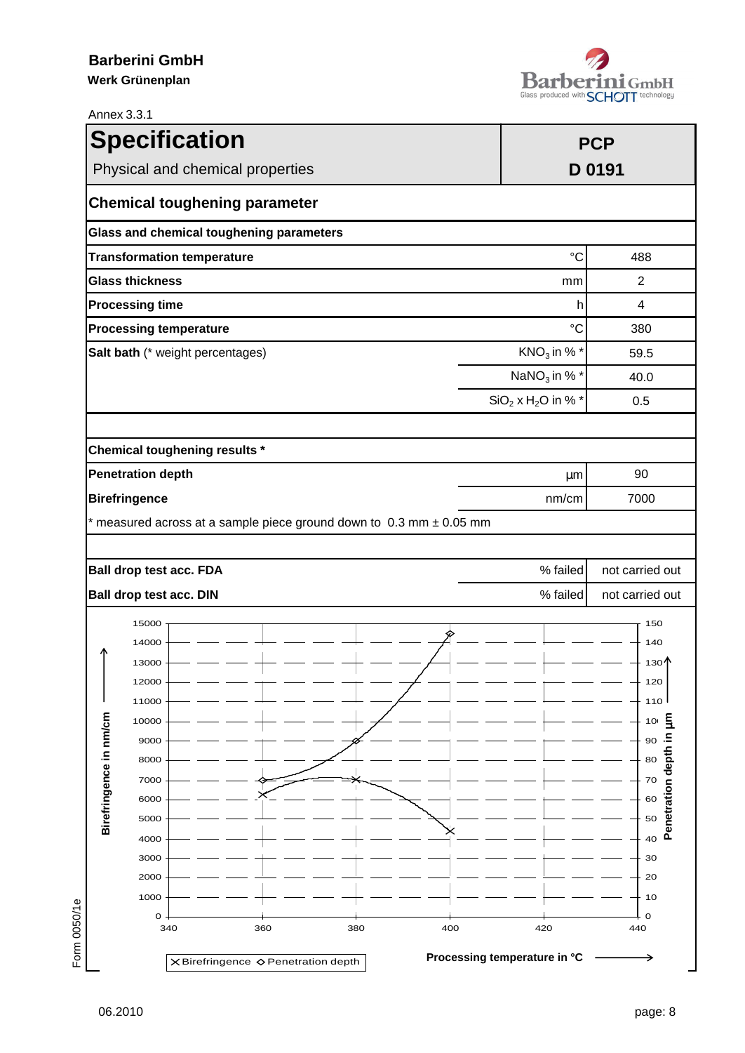**Barberini GmbH**
**Werk Grünenplan**

Annex 3.3.1

| | | |
|---|---|---|
| # Specification | | **PCP** |
| Physical and chemical properties | | **D 0191** |

## Chemical toughening parameter

| | | |
|---|---|---|
| **Glass and chemical toughening parameters** | | |
| **Transformation temperature** | °C | 488 |
| **Glass thickness** | mm | 2 |
| **Processing time** | h | 4 |
| **Processing temperature** | °C | 380 |
| **Salt bath** (* weight percentages) | $KNO_3$ in % * | 59.5 |
| | $NaNO_3$ in % * | 40.0 |
| | $SiO_2$ x $H_2O$ in % * | 0.5 |

| | | |
|---|---|---|
| **Chemical toughening results *** | | |
| **Penetration depth** | µm | 90 |
| **Birefringence** | nm/cm | 7000 |

* measured across at a sample piece ground down to 0.3 mm ± 0.05 mm

| | | |
|---|---|---|
| **Ball drop test acc. FDA** | % failed | not carried out |
| **Ball drop test acc. DIN** | % failed | not carried out |

Birefringence in nm/cm
0
1000
2000
3000
4000
5000
6000
7000
8000
9000
10000
11000
12000
13000
14000
15000

Penetration depth in µm
0
10
20
30
40
50
60
70
80
90
100
110
120
130
140
150

340
360
380
400
420
440

Processing temperature in °C

Birefringence
Penetration depth

Form 0050/1e

06.2010